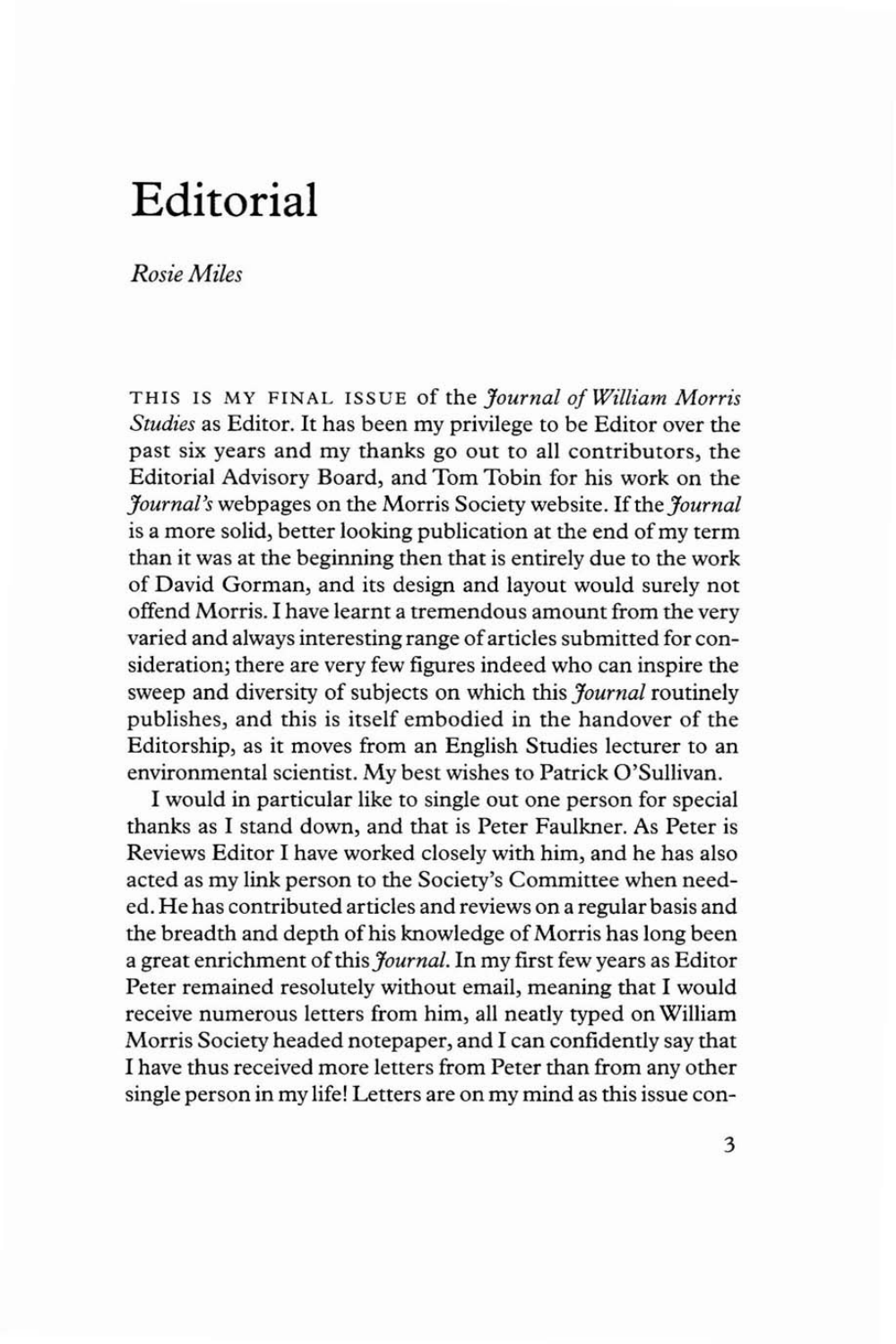# Editorial

*Rosie Miles*

THIS IS MY FINAL ISSUE of the *Journal of William Morris Studies* as Editor. It has been my privilege to be Editor over the past six years and my thanks go out to all contributors, the Editorial Advisory Board, and Tom Tobin for his work on the *Journal's* webpages on the Morris Society website. If the *Journal* is a more solid, better looking publication at the end of my term than it was at the beginning then that is entirely due to the work of David Gorman, and its design and layout would surely not offend Morris. I have learnt a tremendous amount from the very varied and always interesting range of articles submitted for consideration; there are very few figures indeed who can inspire the sweep and diversity of subjects on which this *Journal* routinely publishes, and this is itself embodied in the handover of the Editorship, as it moves from an English Studies lecturer to an environmental scientist. My best wishes to Patrick O'Sullivan.

I would in particular like to single out one person for special thanks as I stand down, and that is Peter Faulkner. As Peter is Reviews Editor I have worked closely with him, and he has also acted as my link person to the Society's Committee when needed. He has contributed articles and reviews on a regular basis and the breadth and depth of his knowledge of Morris has long been a great enrichment of this *Journal*. In my first few years as Editor Peter remained resolutely without email, meaning that I would receive numerous letters from him, all neatly typed on William Morris Society headed notepaper, and I can confidently say that I have thus received more letters from Peter than from any other single person in my life! Letters are on my mind as this issue con-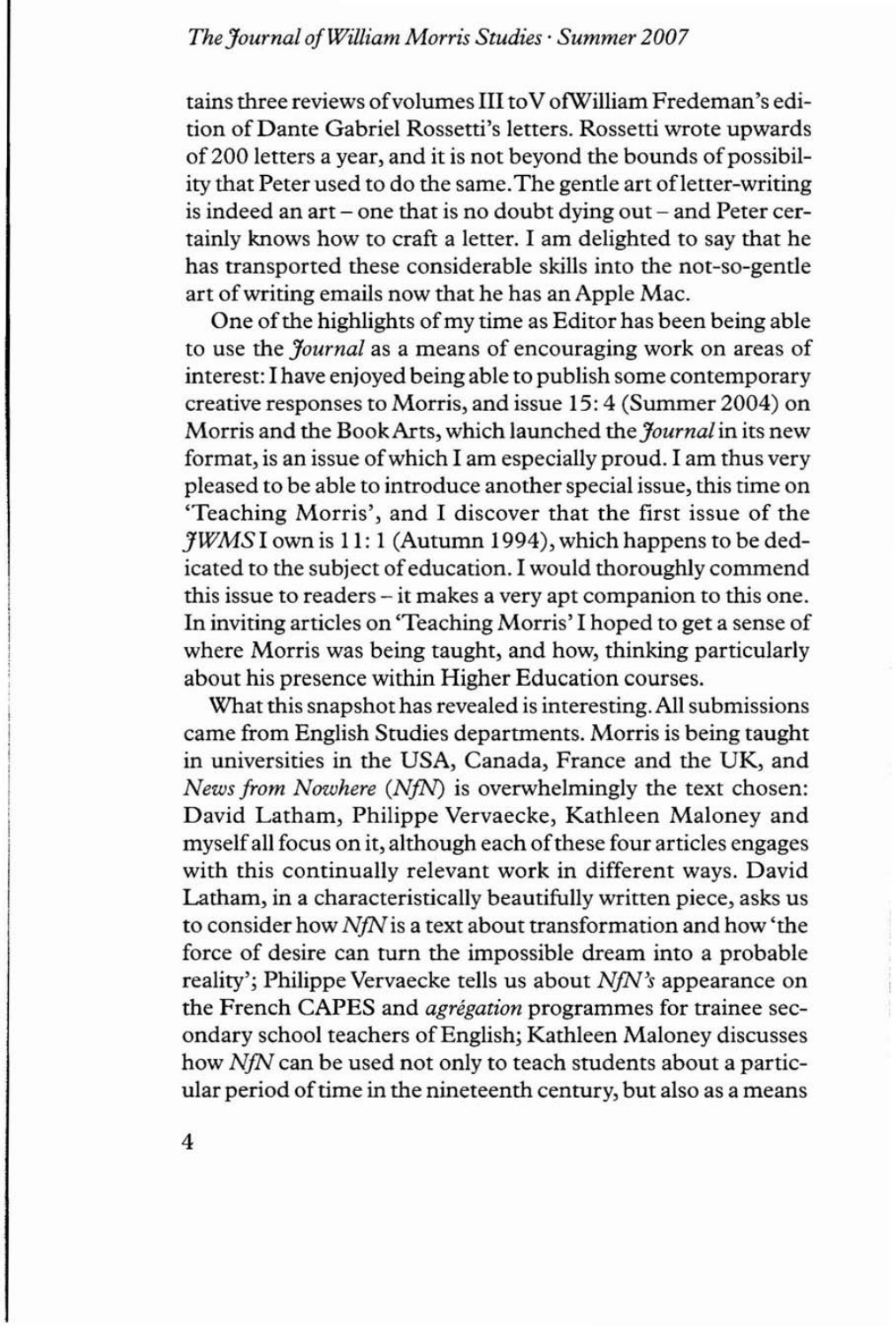tains three reviews of volumes III to V of William Fredeman's edition of Dante Gabriel Rossetti's letters. Rossetti wrote upwards of 200 letters a year, and it is not beyond the bounds of possibility that Peter used to do the same. The gentle art of letter-writing is indeed an art – one that is no doubt dying out – and Peter certainly knows how to craft a letter. I am delighted to say that he has transported these considerable skills into the not-so-gentle art of writing emails now that he has an Apple Mac.

One of the highlights of my time as Editor has been being able to use the *Journal* as a means of encouraging work on areas of interest: I have enjoyed being able to publish some contemporary creative responses to Morris, and issue 15: 4 (Summer 2004) on Morris and the Book Arts, which launched the *Journal* in its new format, is an issue of which I am especially proud. I am thus very pleased to be able to introduce another special issue, this time on 'Teaching Morris', and I discover that the first issue of the *JWMS* I own is 11: 1 (Autumn 1994), which happens to be dedicated to the subject of education. I would thoroughly commend this issue to readers – it makes a very apt companion to this one. In inviting articles on 'Teaching Morris' I hoped to get a sense of where Morris was being taught, and how, thinking particularly about his presence within Higher Education courses.

What this snapshot has revealed is interesting. All submissions came from English Studies departments. Morris is being taught in universities in the USA, Canada, France and the UK, and *News from Nowhere* (*NfN*) is overwhelmingly the text chosen: David Latham, Philippe Vervaecke, Kathleen Maloney and myself all focus on it, although each of these four articles engages with this continually relevant work in different ways. David Latham, in a characteristically beautifully written piece, asks us to consider how *NfN* is a text about transformation and how 'the force of desire can turn the impossible dream into a probable reality'; Philippe Vervaecke tells us about *NfN's* appearance on the French CAPES and *agrégation* programmes for trainee secondary school teachers of English; Kathleen Maloney discusses how *NfN* can be used not only to teach students about a particular period of time in the nineteenth century, but also as a means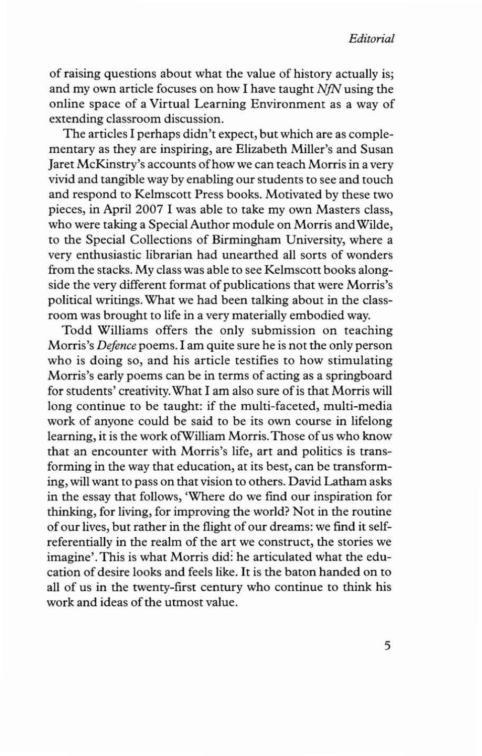of raising questions about what the value of history actually is; and my own article focuses on how I have taught *NfN* using the online space of a Virtual Learning Environment as a way of extending classroom discussion.

The articles I perhaps didn't expect, but which are as complementary as they are inspiring, are Elizabeth Miller's and Susan Jaret McKinstry's accounts of how we can teach Morris in a very vivid and tangible way by enabling our students to see and touch and respond to Kelmscott Press books. Motivated by these two pieces, in April 2007 I was able to take my own Masters class, who were taking a Special Author module on Morris and Wilde, to the Special Collections of Birmingham University, where a very enthusiastic librarian had unearthed all sorts of wonders from the stacks. My class was able to see Kelmscott books alongside the very different format of publications that were Morris's political writings. What we had been talking about in the classroom was brought to life in a very materially embodied way.

Todd Williams offers the only submission on teaching Morris's *Defence* poems. I am quite sure he is not the only person who is doing so, and his article testifies to how stimulating Morris's early poems can be in terms of acting as a springboard for students' creativity. What I am also sure of is that Morris will long continue to be taught: if the multi-faceted, multi-media work of anyone could be said to be its own course in lifelong learning, it is the work of William Morris. Those of us who know that an encounter with Morris's life, art and politics is transforming in the way that education, at its best, can be transforming, will want to pass on that vision to others. David Latham asks in the essay that follows, 'Where do we find our inspiration for thinking, for living, for improving the world? Not in the routine of our lives, but rather in the flight of our dreams: we find it self-referentially in the realm of the art we construct, the stories we imagine'. This is what Morris did: he articulated what the education of desire looks and feels like. It is the baton handed on to all of us in the twenty-first century who continue to think his work and ideas of the utmost value.